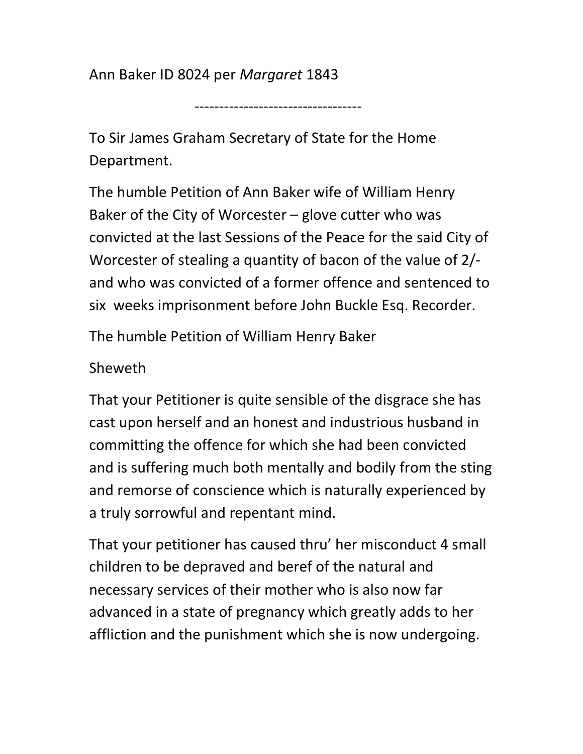Ann Baker ID 8024 per *Margaret* 1843

----------------------------------

To Sir James Graham Secretary of State for the Home Department.

The humble Petition of Ann Baker wife of William Henry Baker of the City of Worcester – glove cutter who was convicted at the last Sessions of the Peace for the said City of Worcester of stealing a quantity of bacon of the value of 2/- and who was convicted of a former offence and sentenced to six weeks imprisonment before John Buckle Esq. Recorder.

The humble Petition of William Henry Baker

Sheweth

That your Petitioner is quite sensible of the disgrace she has cast upon herself and an honest and industrious husband in committing the offence for which she had been convicted and is suffering much both mentally and bodily from the sting and remorse of conscience which is naturally experienced by a truly sorrowful and repentant mind.

That your petitioner has caused thru' her misconduct 4 small children to be depraved and beref of the natural and necessary services of their mother who is also now far advanced in a state of pregnancy which greatly adds to her affliction and the punishment which she is now undergoing.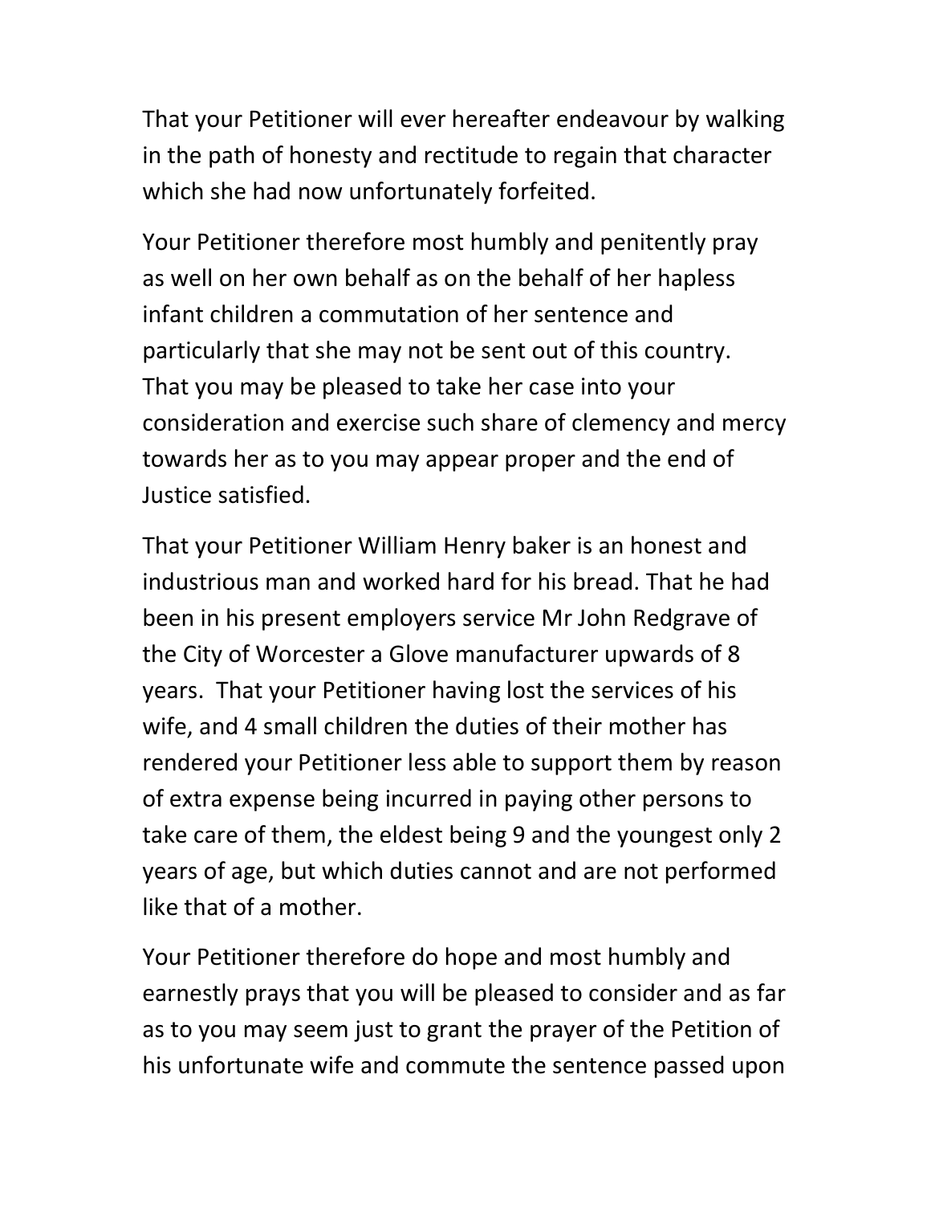That your Petitioner will ever hereafter endeavour by walking in the path of honesty and rectitude to regain that character which she had now unfortunately forfeited.

Your Petitioner therefore most humbly and penitently pray as well on her own behalf as on the behalf of her hapless infant children a commutation of her sentence and particularly that she may not be sent out of this country. That you may be pleased to take her case into your consideration and exercise such share of clemency and mercy towards her as to you may appear proper and the end of Justice satisfied.

That your Petitioner William Henry baker is an honest and industrious man and worked hard for his bread. That he had been in his present employers service Mr John Redgrave of the City of Worcester a Glove manufacturer upwards of 8 years. That your Petitioner having lost the services of his wife, and 4 small children the duties of their mother has rendered your Petitioner less able to support them by reason of extra expense being incurred in paying other persons to take care of them, the eldest being 9 and the youngest only 2 years of age, but which duties cannot and are not performed like that of a mother.

Your Petitioner therefore do hope and most humbly and earnestly prays that you will be pleased to consider and as far as to you may seem just to grant the prayer of the Petition of his unfortunate wife and commute the sentence passed upon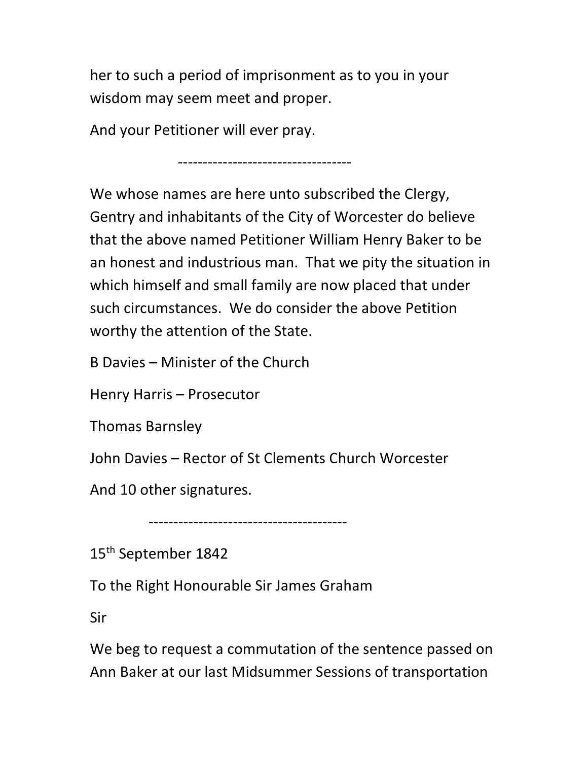her to such a period of imprisonment as to you in your wisdom may seem meet and proper.

And your Petitioner will ever pray.

-----------------------------------

We whose names are here unto subscribed the Clergy, Gentry and inhabitants of the City of Worcester do believe that the above named Petitioner William Henry Baker to be an honest and industrious man. That we pity the situation in which himself and small family are now placed that under such circumstances. We do consider the above Petition worthy the attention of the State.

B Davies – Minister of the Church

Henry Harris – Prosecutor

Thomas Barnsley

John Davies – Rector of St Clements Church Worcester

And 10 other signatures.

----------------------------------------

15th September 1842

To the Right Honourable Sir James Graham

Sir

We beg to request a commutation of the sentence passed on Ann Baker at our last Midsummer Sessions of transportation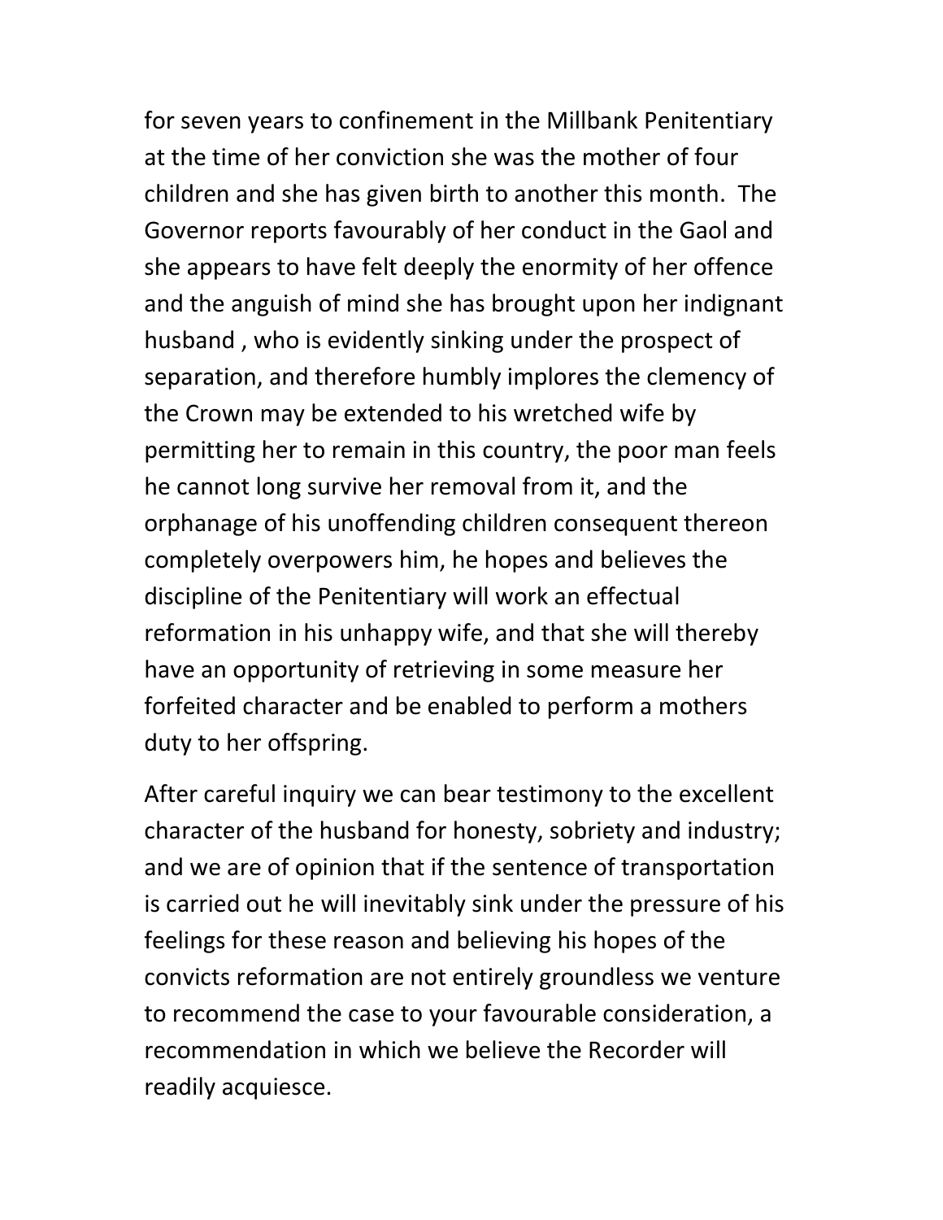for seven years to confinement in the Millbank Penitentiary at the time of her conviction she was the mother of four children and she has given birth to another this month. The Governor reports favourably of her conduct in the Gaol and she appears to have felt deeply the enormity of her offence and the anguish of mind she has brought upon her indignant husband , who is evidently sinking under the prospect of separation, and therefore humbly implores the clemency of the Crown may be extended to his wretched wife by permitting her to remain in this country, the poor man feels he cannot long survive her removal from it, and the orphanage of his unoffending children consequent thereon completely overpowers him, he hopes and believes the discipline of the Penitentiary will work an effectual reformation in his unhappy wife, and that she will thereby have an opportunity of retrieving in some measure her forfeited character and be enabled to perform a mothers duty to her offspring.

After careful inquiry we can bear testimony to the excellent character of the husband for honesty, sobriety and industry; and we are of opinion that if the sentence of transportation is carried out he will inevitably sink under the pressure of his feelings for these reason and believing his hopes of the convicts reformation are not entirely groundless we venture to recommend the case to your favourable consideration, a recommendation in which we believe the Recorder will readily acquiesce.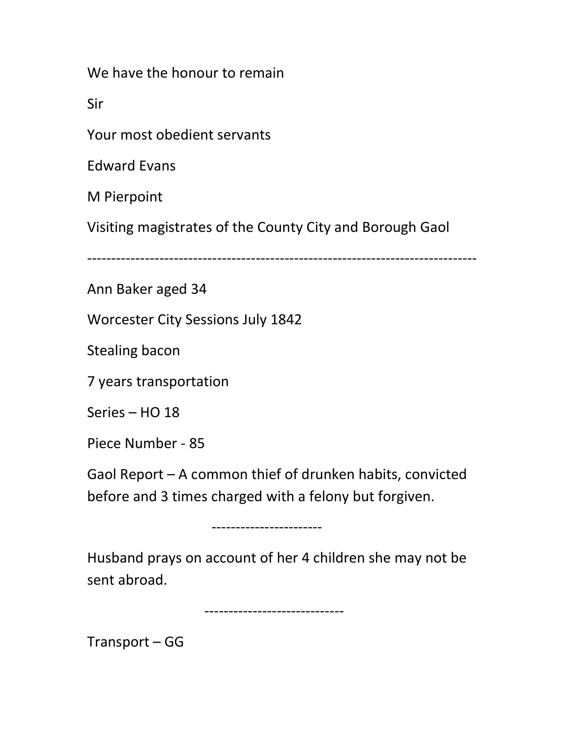We have the honour to remain

Sir

Your most obedient servants

Edward Evans

M Pierpoint

Visiting magistrates of the County City and Borough Gaol

---

Ann Baker aged 34

Worcester City Sessions July 1842

Stealing bacon

7 years transportation

Series – HO 18

Piece Number - 85

Gaol Report – A common thief of drunken habits, convicted before and 3 times charged with a felony but forgiven.

-----------------------

Husband prays on account of her 4 children she may not be sent abroad.

-----------------------------

Transport – GG